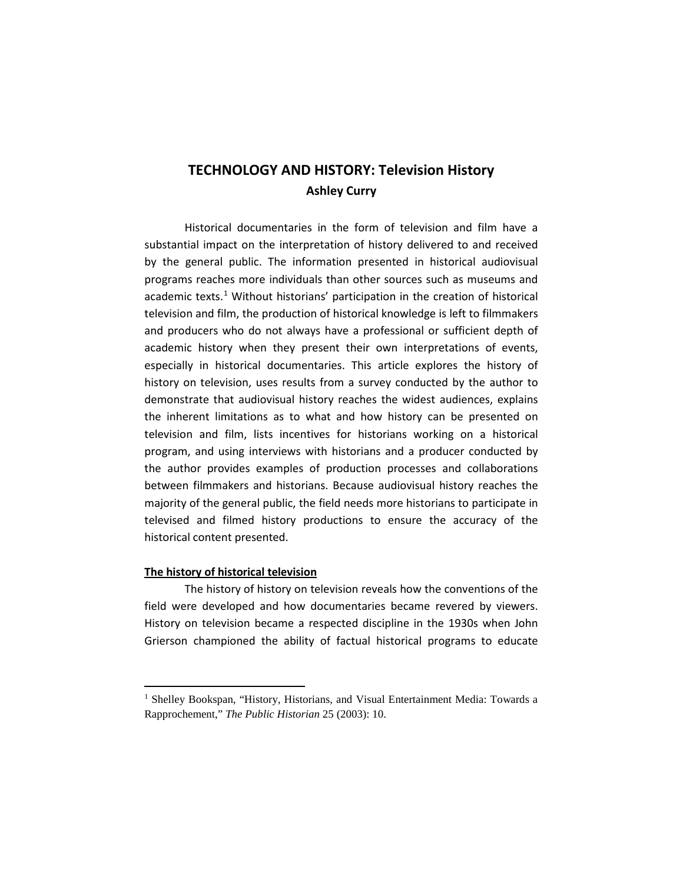# TECHNOLOGY AND HISTORY: Television History

**Ashley Curry**

Historical documentaries in the form of television and film have a substantial impact on the interpretation of history delivered to and received by the general public. The information presented in historical audiovisual programs reaches more individuals than other sources such as museums and academic texts.[1] Without historians' participation in the creation of historical television and film, the production of historical knowledge is left to filmmakers and producers who do not always have a professional or sufficient depth of academic history when they present their own interpretations of events, especially in historical documentaries. This article explores the history of history on television, uses results from a survey conducted by the author to demonstrate that audiovisual history reaches the widest audiences, explains the inherent limitations as to what and how history can be presented on television and film, lists incentives for historians working on a historical program, and using interviews with historians and a producer conducted by the author provides examples of production processes and collaborations between filmmakers and historians. Because audiovisual history reaches the majority of the general public, the field needs more historians to participate in televised and filmed history productions to ensure the accuracy of the historical content presented.

## The history of historical television

The history of history on television reveals how the conventions of the field were developed and how documentaries became revered by viewers. History on television became a respected discipline in the 1930s when John Grierson championed the ability of factual historical programs to educate

[1] Shelley Bookspan, "History, Historians, and Visual Entertainment Media: Towards a Rapprochement," *The Public Historian* 25 (2003): 10.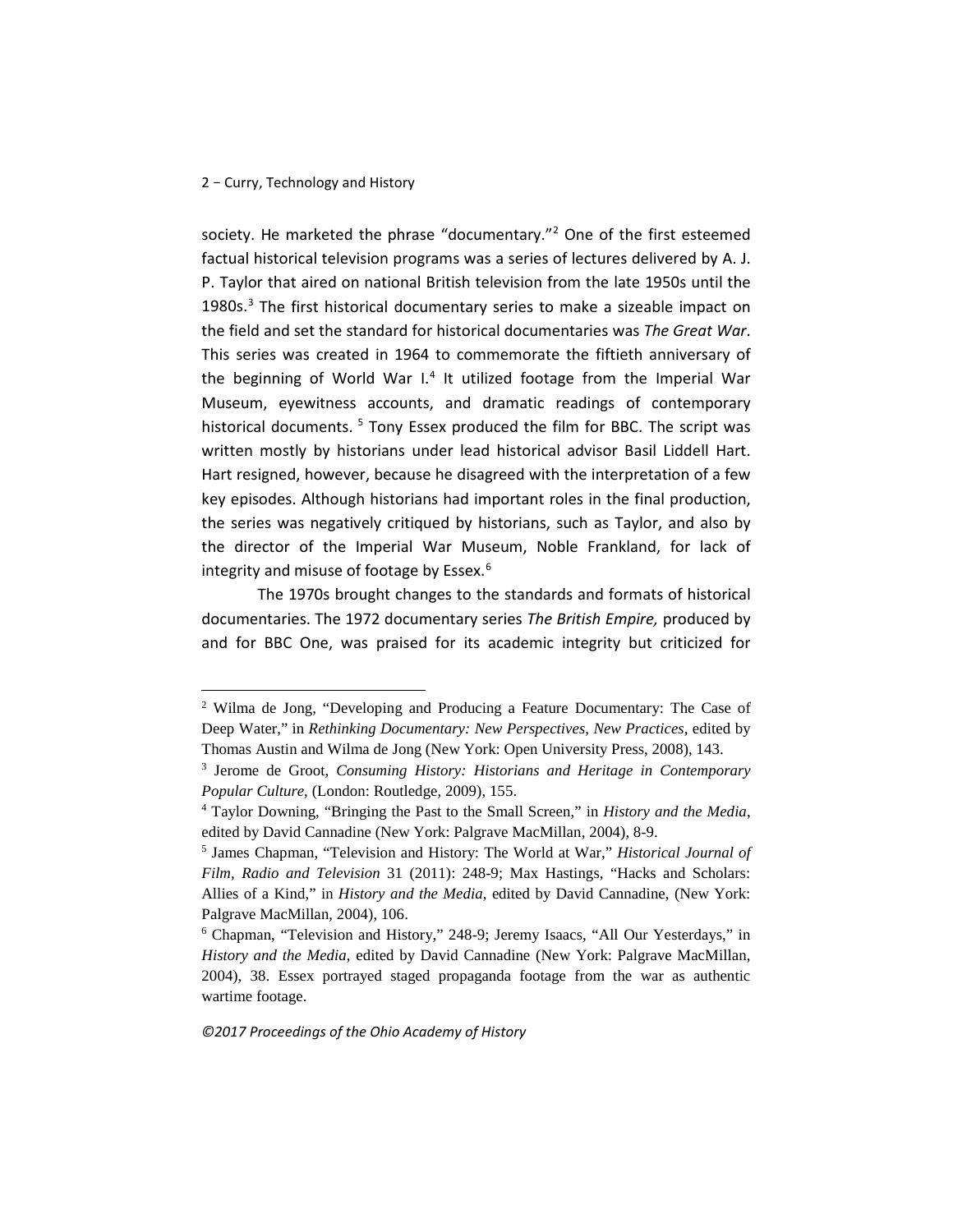society. He marketed the phrase "documentary."[2] One of the first esteemed factual historical television programs was a series of lectures delivered by A. J. P. Taylor that aired on national British television from the late 1950s until the 1980s.[3] The first historical documentary series to make a sizeable impact on the field and set the standard for historical documentaries was *The Great War*. This series was created in 1964 to commemorate the fiftieth anniversary of the beginning of World War I.[4] It utilized footage from the Imperial War Museum, eyewitness accounts, and dramatic readings of contemporary historical documents.[5] Tony Essex produced the film for BBC. The script was written mostly by historians under lead historical advisor Basil Liddell Hart. Hart resigned, however, because he disagreed with the interpretation of a few key episodes. Although historians had important roles in the final production, the series was negatively critiqued by historians, such as Taylor, and also by the director of the Imperial War Museum, Noble Frankland, for lack of integrity and misuse of footage by Essex.[6]

The 1970s brought changes to the standards and formats of historical documentaries. The 1972 documentary series *The British Empire,* produced by and for BBC One, was praised for its academic integrity but criticized for

---

[2] Wilma de Jong, "Developing and Producing a Feature Documentary: The Case of Deep Water," in *Rethinking Documentary: New Perspectives, New Practices*, edited by Thomas Austin and Wilma de Jong (New York: Open University Press, 2008), 143.

[3] Jerome de Groot, *Consuming History: Historians and Heritage in Contemporary Popular Culture,* (London: Routledge, 2009), 155.

[4] Taylor Downing, "Bringing the Past to the Small Screen," in *History and the Media*, edited by David Cannadine (New York: Palgrave MacMillan, 2004), 8-9.

[5] James Chapman, "Television and History: The World at War," *Historical Journal of Film, Radio and Television* 31 (2011): 248-9; Max Hastings, "Hacks and Scholars: Allies of a Kind," in *History and the Media*, edited by David Cannadine, (New York: Palgrave MacMillan, 2004), 106.

[6] Chapman, "Television and History," 248-9; Jeremy Isaacs, "All Our Yesterdays," in *History and the Media*, edited by David Cannadine (New York: Palgrave MacMillan, 2004), 38. Essex portrayed staged propaganda footage from the war as authentic wartime footage.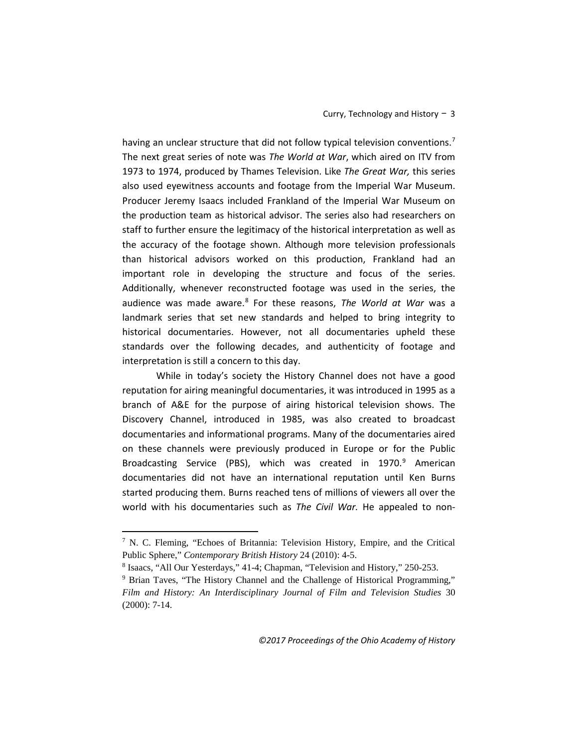having an unclear structure that did not follow typical television conventions.[7] The next great series of note was *The World at War*, which aired on ITV from 1973 to 1974, produced by Thames Television. Like *The Great War,* this series also used eyewitness accounts and footage from the Imperial War Museum. Producer Jeremy Isaacs included Frankland of the Imperial War Museum on the production team as historical advisor. The series also had researchers on staff to further ensure the legitimacy of the historical interpretation as well as the accuracy of the footage shown. Although more television professionals than historical advisors worked on this production, Frankland had an important role in developing the structure and focus of the series. Additionally, whenever reconstructed footage was used in the series, the audience was made aware.[8] For these reasons, *The World at War* was a landmark series that set new standards and helped to bring integrity to historical documentaries. However, not all documentaries upheld these standards over the following decades, and authenticity of footage and interpretation is still a concern to this day.

While in today's society the History Channel does not have a good reputation for airing meaningful documentaries, it was introduced in 1995 as a branch of A&E for the purpose of airing historical television shows. The Discovery Channel, introduced in 1985, was also created to broadcast documentaries and informational programs. Many of the documentaries aired on these channels were previously produced in Europe or for the Public Broadcasting Service (PBS), which was created in 1970.[9] American documentaries did not have an international reputation until Ken Burns started producing them. Burns reached tens of millions of viewers all over the world with his documentaries such as *The Civil War.* He appealed to non-

---

[7] N. C. Fleming, "Echoes of Britannia: Television History, Empire, and the Critical Public Sphere," *Contemporary British History* 24 (2010): 4-5.

[8] Isaacs, "All Our Yesterdays," 41-4; Chapman, "Television and History," 250-253.

[9] Brian Taves, "The History Channel and the Challenge of Historical Programming," *Film and History: An Interdisciplinary Journal of Film and Television Studies* 30 (2000): 7-14.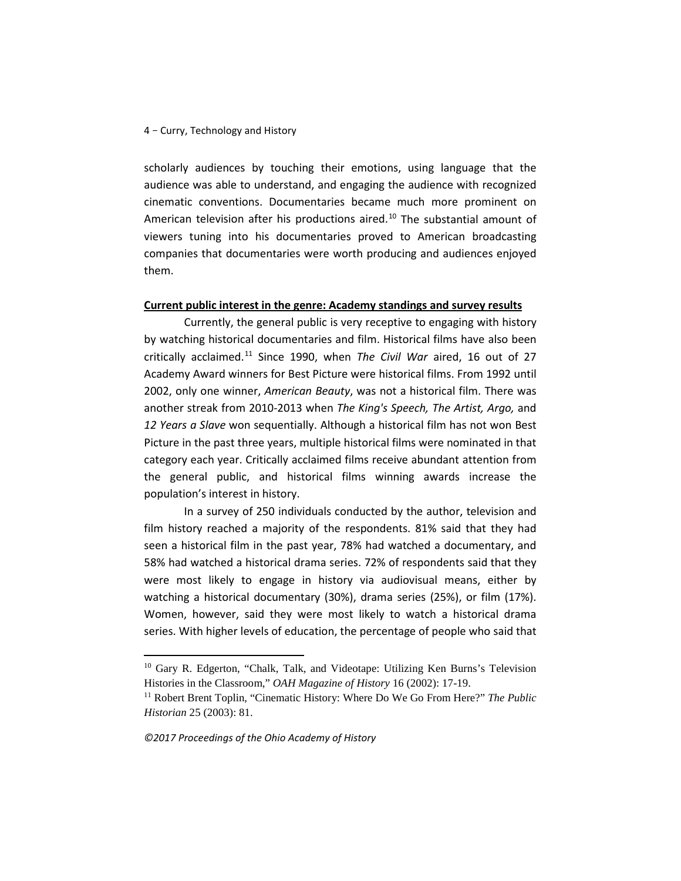scholarly audiences by touching their emotions, using language that the audience was able to understand, and engaging the audience with recognized cinematic conventions. Documentaries became much more prominent on American television after his productions aired.[10] The substantial amount of viewers tuning into his documentaries proved to American broadcasting companies that documentaries were worth producing and audiences enjoyed them.

**Current public interest in the genre: Academy standings and survey results**

Currently, the general public is very receptive to engaging with history by watching historical documentaries and film. Historical films have also been critically acclaimed.[11] Since 1990, when *The Civil War* aired, 16 out of 27 Academy Award winners for Best Picture were historical films. From 1992 until 2002, only one winner, *American Beauty*, was not a historical film. There was another streak from 2010-2013 when *The King's Speech, The Artist, Argo,* and *12 Years a Slave* won sequentially. Although a historical film has not won Best Picture in the past three years, multiple historical films were nominated in that category each year. Critically acclaimed films receive abundant attention from the general public, and historical films winning awards increase the population's interest in history.

In a survey of 250 individuals conducted by the author, television and film history reached a majority of the respondents. 81% said that they had seen a historical film in the past year, 78% had watched a documentary, and 58% had watched a historical drama series. 72% of respondents said that they were most likely to engage in history via audiovisual means, either by watching a historical documentary (30%), drama series (25%), or film (17%). Women, however, said they were most likely to watch a historical drama series. With higher levels of education, the percentage of people who said that

---

[10] Gary R. Edgerton, "Chalk, Talk, and Videotape: Utilizing Ken Burns's Television Histories in the Classroom," *OAH Magazine of History* 16 (2002): 17-19.

[11] Robert Brent Toplin, "Cinematic History: Where Do We Go From Here?" *The Public Historian* 25 (2003): 81.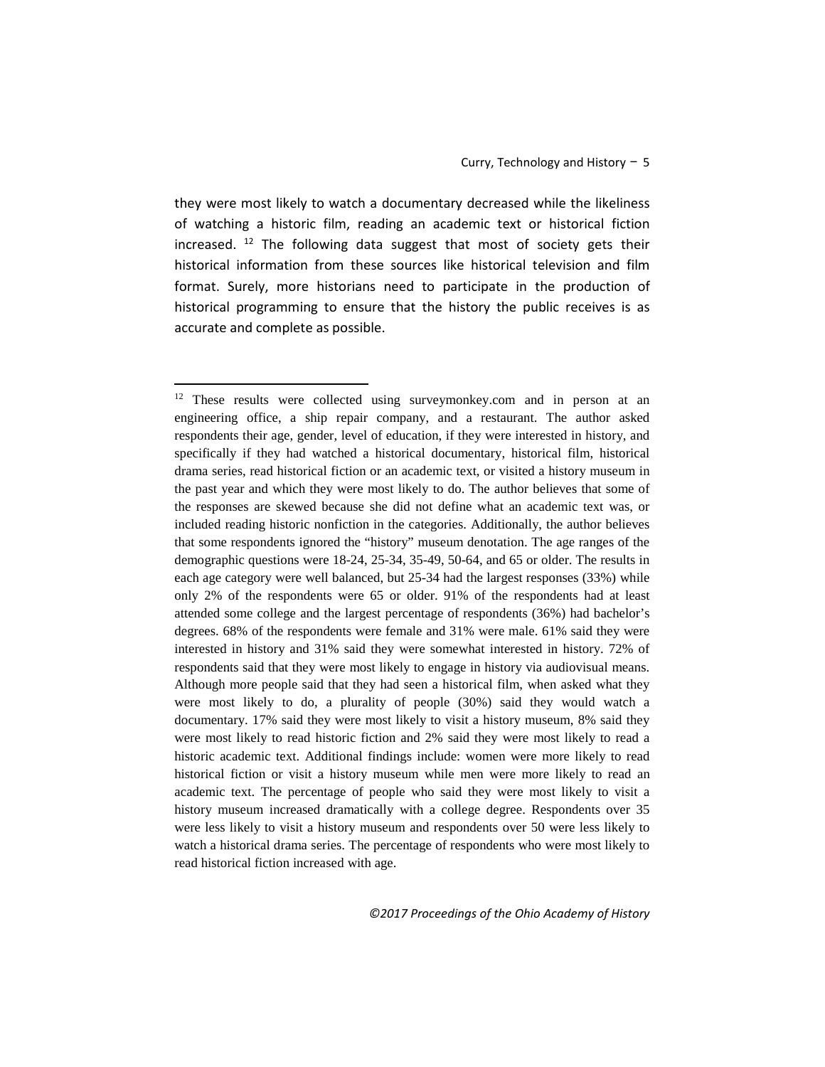they were most likely to watch a documentary decreased while the likeliness of watching a historic film, reading an academic text or historical fiction increased. [12] The following data suggest that most of society gets their historical information from these sources like historical television and film format. Surely, more historians need to participate in the production of historical programming to ensure that the history the public receives is as accurate and complete as possible.

---

[12] These results were collected using surveymonkey.com and in person at an engineering office, a ship repair company, and a restaurant. The author asked respondents their age, gender, level of education, if they were interested in history, and specifically if they had watched a historical documentary, historical film, historical drama series, read historical fiction or an academic text, or visited a history museum in the past year and which they were most likely to do. The author believes that some of the responses are skewed because she did not define what an academic text was, or included reading historic nonfiction in the categories. Additionally, the author believes that some respondents ignored the "history" museum denotation. The age ranges of the demographic questions were 18-24, 25-34, 35-49, 50-64, and 65 or older. The results in each age category were well balanced, but 25-34 had the largest responses (33%) while only 2% of the respondents were 65 or older. 91% of the respondents had at least attended some college and the largest percentage of respondents (36%) had bachelor's degrees. 68% of the respondents were female and 31% were male. 61% said they were interested in history and 31% said they were somewhat interested in history. 72% of respondents said that they were most likely to engage in history via audiovisual means. Although more people said that they had seen a historical film, when asked what they were most likely to do, a plurality of people (30%) said they would watch a documentary. 17% said they were most likely to visit a history museum, 8% said they were most likely to read historic fiction and 2% said they were most likely to read a historic academic text. Additional findings include: women were more likely to read historical fiction or visit a history museum while men were more likely to read an academic text. The percentage of people who said they were most likely to visit a history museum increased dramatically with a college degree. Respondents over 35 were less likely to visit a history museum and respondents over 50 were less likely to watch a historical drama series. The percentage of respondents who were most likely to read historical fiction increased with age.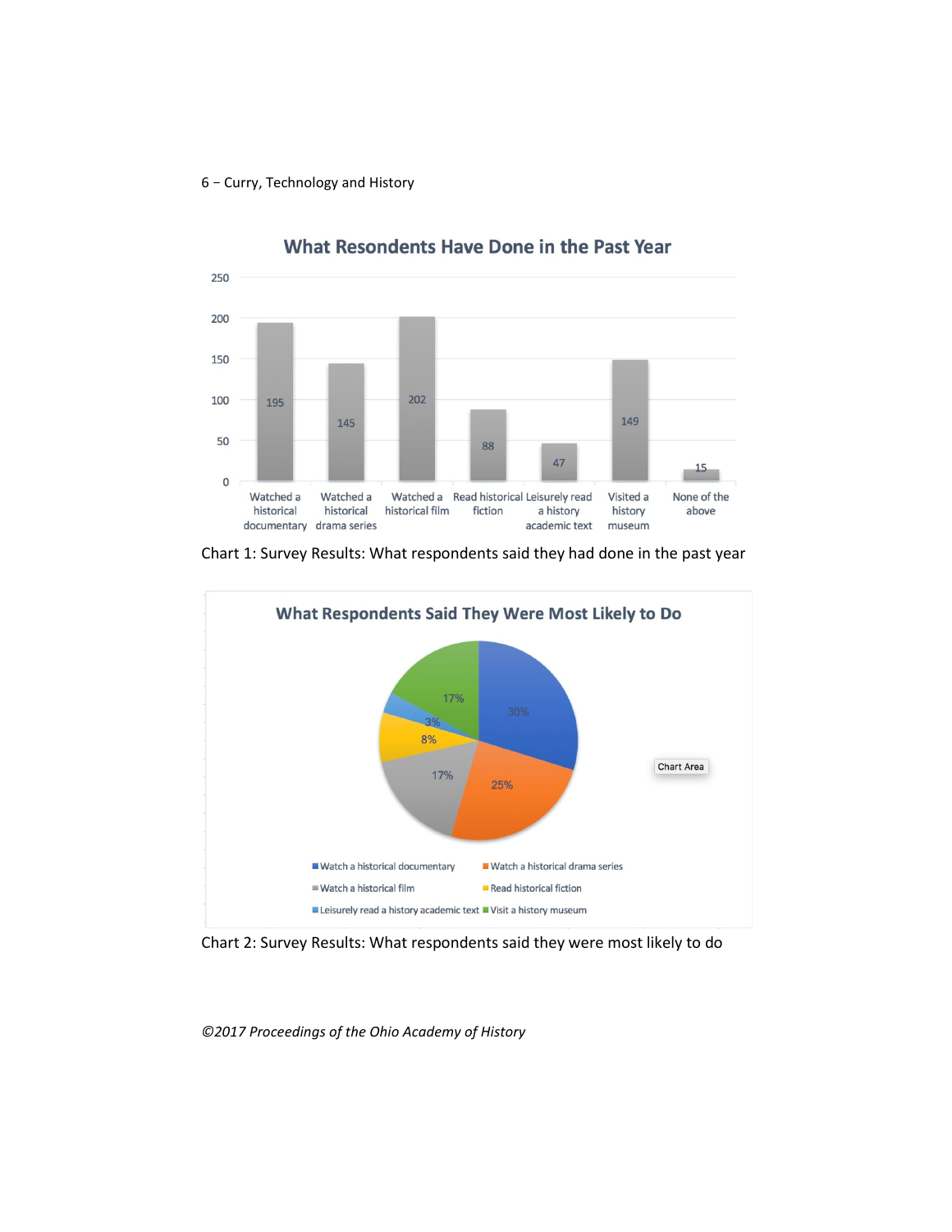**What Resondents Have Done in the Past Year**

| Activity | Count |
|---|---|
| Watched a historical documentary | 195 |
| Watched a historical drama series | 145 |
| Watched a historical film | 202 |
| Read historical fiction | 88 |
| Leisurely read a history academic text | 47 |
| Visited a history museum | 149 |
| None of the above | 15 |

Chart 1: Survey Results: What respondents said they had done in the past year

**What Respondents Said They Were Most Likely to Do**

| Activity | Percentage |
|---|---|
| Watch a historical documentary | 30% |
| Watch a historical drama series | 25% |
| Watch a historical film | 17% |
| Read historical fiction | 8% |
| Leisurely read a history academic text | 3% |
| Visit a history museum | 17% |

Chart 2: Survey Results: What respondents said they were most likely to do

*©2017 Proceedings of the Ohio Academy of History*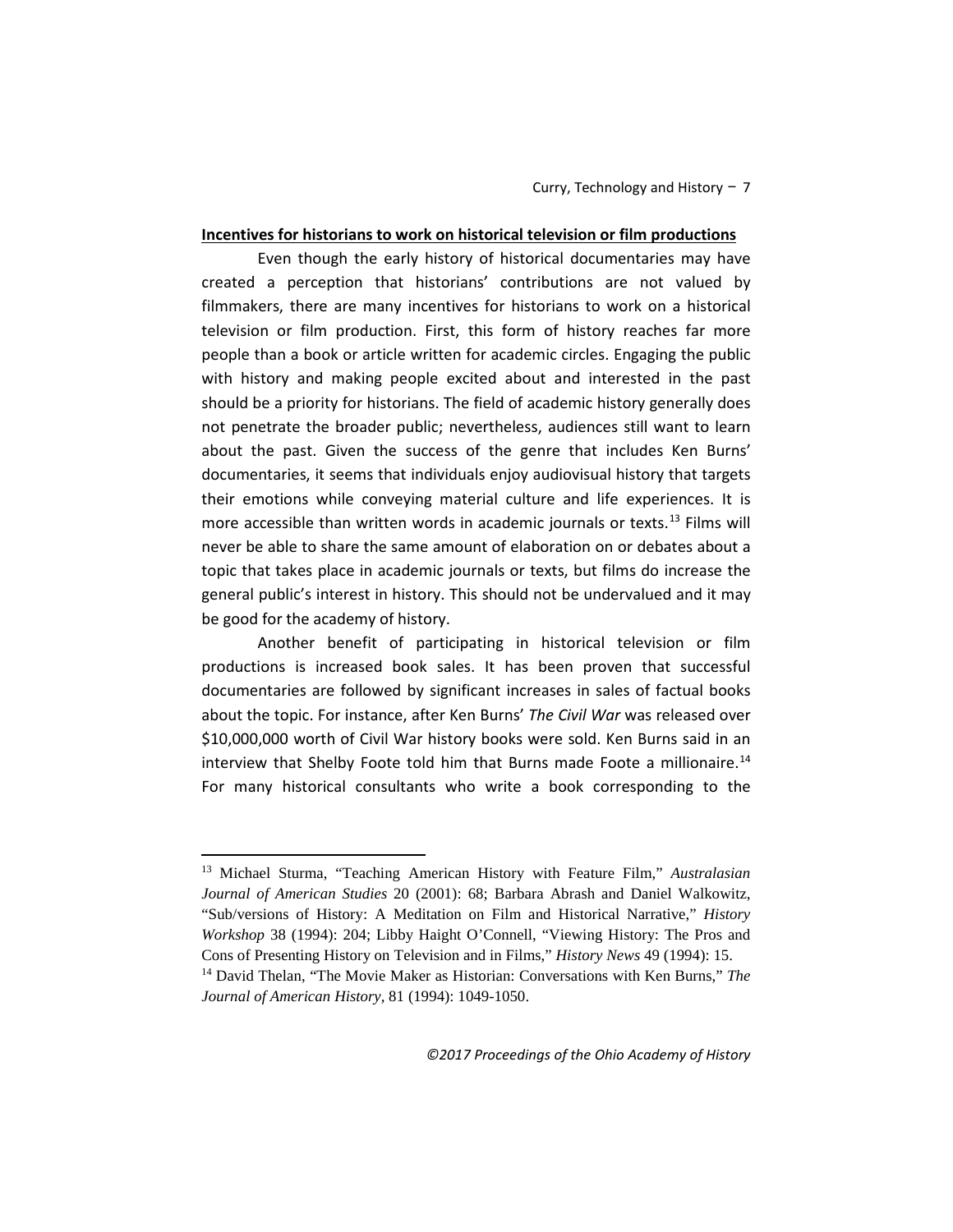**Incentives for historians to work on historical television or film productions**

Even though the early history of historical documentaries may have created a perception that historians' contributions are not valued by filmmakers, there are many incentives for historians to work on a historical television or film production. First, this form of history reaches far more people than a book or article written for academic circles. Engaging the public with history and making people excited about and interested in the past should be a priority for historians. The field of academic history generally does not penetrate the broader public; nevertheless, audiences still want to learn about the past. Given the success of the genre that includes Ken Burns' documentaries, it seems that individuals enjoy audiovisual history that targets their emotions while conveying material culture and life experiences. It is more accessible than written words in academic journals or texts.[13] Films will never be able to share the same amount of elaboration on or debates about a topic that takes place in academic journals or texts, but films do increase the general public's interest in history. This should not be undervalued and it may be good for the academy of history.

Another benefit of participating in historical television or film productions is increased book sales. It has been proven that successful documentaries are followed by significant increases in sales of factual books about the topic. For instance, after Ken Burns' *The Civil War* was released over $10,000,000 worth of Civil War history books were sold. Ken Burns said in an interview that Shelby Foote told him that Burns made Foote a millionaire.[14] For many historical consultants who write a book corresponding to the

---

[13] Michael Sturma, "Teaching American History with Feature Film," *Australasian Journal of American Studies* 20 (2001): 68; Barbara Abrash and Daniel Walkowitz, "Sub/versions of History: A Meditation on Film and Historical Narrative," *History Workshop* 38 (1994): 204; Libby Haight O'Connell, "Viewing History: The Pros and Cons of Presenting History on Television and in Films," *History News* 49 (1994): 15.

[14] David Thelan, "The Movie Maker as Historian: Conversations with Ken Burns," *The Journal of American History*, 81 (1994): 1049-1050.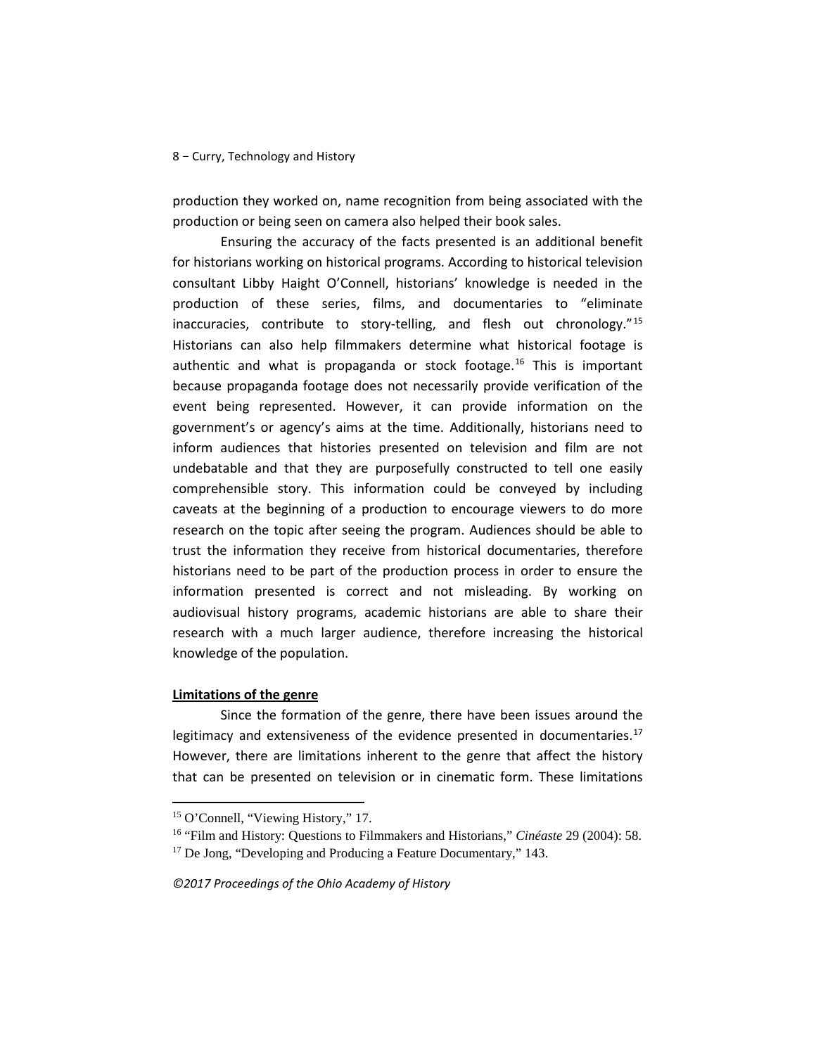production they worked on, name recognition from being associated with the production or being seen on camera also helped their book sales.

Ensuring the accuracy of the facts presented is an additional benefit for historians working on historical programs. According to historical television consultant Libby Haight O'Connell, historians' knowledge is needed in the production of these series, films, and documentaries to "eliminate inaccuracies, contribute to story-telling, and flesh out chronology."[15] Historians can also help filmmakers determine what historical footage is authentic and what is propaganda or stock footage.[16] This is important because propaganda footage does not necessarily provide verification of the event being represented. However, it can provide information on the government's or agency's aims at the time. Additionally, historians need to inform audiences that histories presented on television and film are not undebatable and that they are purposefully constructed to tell one easily comprehensible story. This information could be conveyed by including caveats at the beginning of a production to encourage viewers to do more research on the topic after seeing the program. Audiences should be able to trust the information they receive from historical documentaries, therefore historians need to be part of the production process in order to ensure the information presented is correct and not misleading. By working on audiovisual history programs, academic historians are able to share their research with a much larger audience, therefore increasing the historical knowledge of the population.

**Limitations of the genre**

Since the formation of the genre, there have been issues around the legitimacy and extensiveness of the evidence presented in documentaries.[17] However, there are limitations inherent to the genre that affect the history that can be presented on television or in cinematic form. These limitations

---

[15] O'Connell, "Viewing History," 17.

[16] "Film and History: Questions to Filmmakers and Historians," *Cinéaste* 29 (2004): 58.

[17] De Jong, "Developing and Producing a Feature Documentary," 143.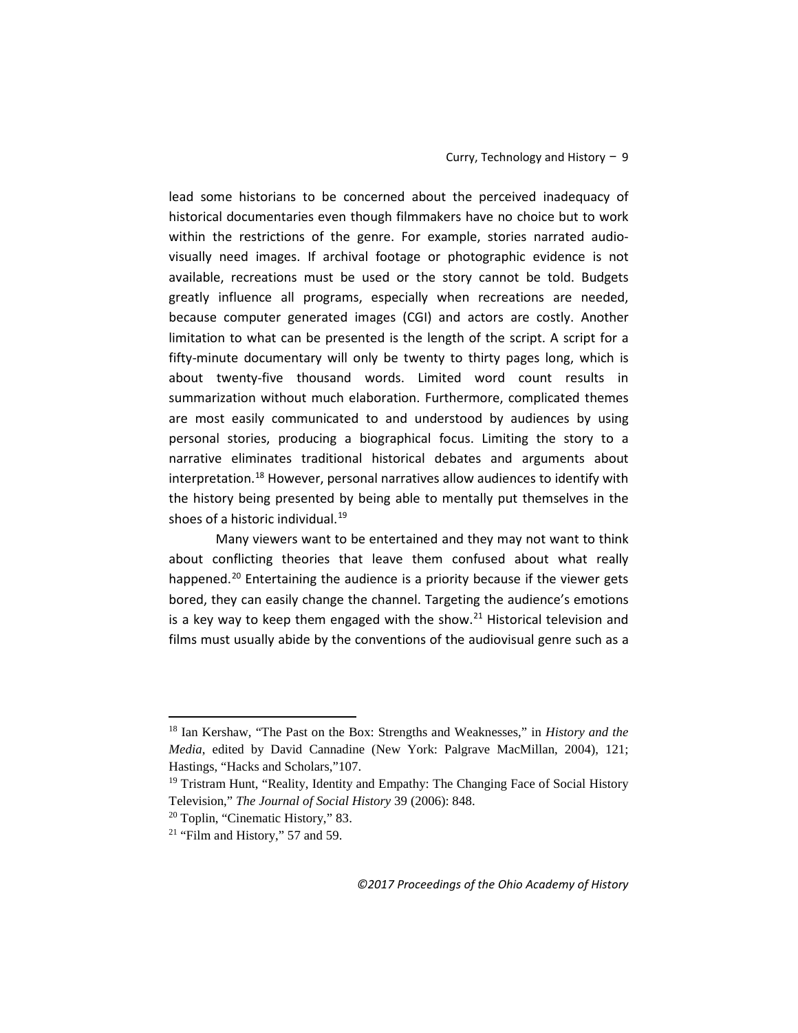lead some historians to be concerned about the perceived inadequacy of historical documentaries even though filmmakers have no choice but to work within the restrictions of the genre. For example, stories narrated audio-visually need images. If archival footage or photographic evidence is not available, recreations must be used or the story cannot be told. Budgets greatly influence all programs, especially when recreations are needed, because computer generated images (CGI) and actors are costly. Another limitation to what can be presented is the length of the script. A script for a fifty-minute documentary will only be twenty to thirty pages long, which is about twenty-five thousand words. Limited word count results in summarization without much elaboration. Furthermore, complicated themes are most easily communicated to and understood by audiences by using personal stories, producing a biographical focus. Limiting the story to a narrative eliminates traditional historical debates and arguments about interpretation.[18] However, personal narratives allow audiences to identify with the history being presented by being able to mentally put themselves in the shoes of a historic individual.[19]

Many viewers want to be entertained and they may not want to think about conflicting theories that leave them confused about what really happened.[20] Entertaining the audience is a priority because if the viewer gets bored, they can easily change the channel. Targeting the audience's emotions is a key way to keep them engaged with the show.[21] Historical television and films must usually abide by the conventions of the audiovisual genre such as a

---

[18] Ian Kershaw, "The Past on the Box: Strengths and Weaknesses," in *History and the Media*, edited by David Cannadine (New York: Palgrave MacMillan, 2004), 121; Hastings, "Hacks and Scholars,"107.

[19] Tristram Hunt, "Reality, Identity and Empathy: The Changing Face of Social History Television," *The Journal of Social History* 39 (2006): 848.

[20] Toplin, "Cinematic History," 83.

[21] "Film and History," 57 and 59.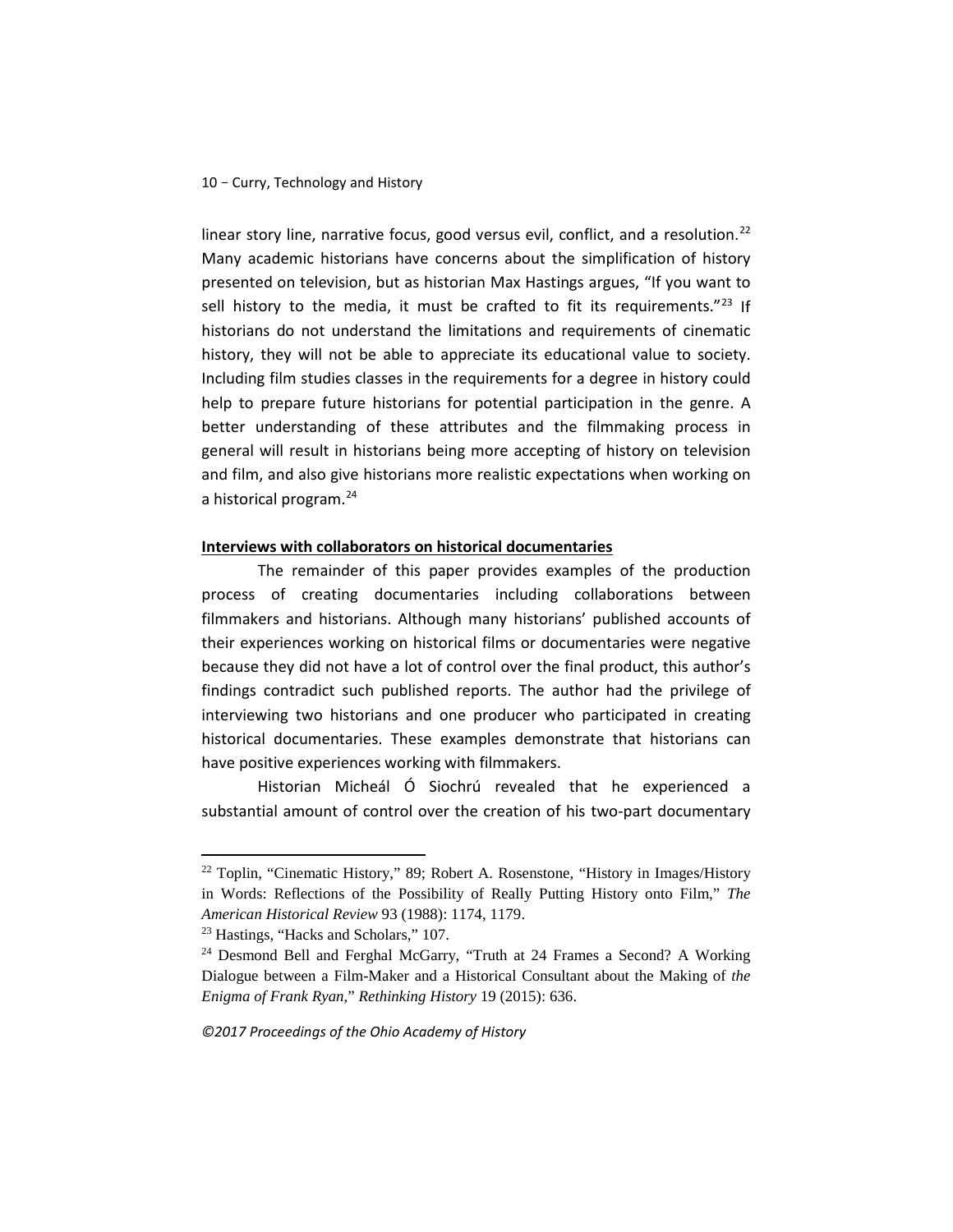linear story line, narrative focus, good versus evil, conflict, and a resolution.[22] Many academic historians have concerns about the simplification of history presented on television, but as historian Max Hastings argues, "If you want to sell history to the media, it must be crafted to fit its requirements."[23] If historians do not understand the limitations and requirements of cinematic history, they will not be able to appreciate its educational value to society. Including film studies classes in the requirements for a degree in history could help to prepare future historians for potential participation in the genre. A better understanding of these attributes and the filmmaking process in general will result in historians being more accepting of history on television and film, and also give historians more realistic expectations when working on a historical program.[24]

## Interviews with collaborators on historical documentaries

The remainder of this paper provides examples of the production process of creating documentaries including collaborations between filmmakers and historians. Although many historians' published accounts of their experiences working on historical films or documentaries were negative because they did not have a lot of control over the final product, this author's findings contradict such published reports. The author had the privilege of interviewing two historians and one producer who participated in creating historical documentaries. These examples demonstrate that historians can have positive experiences working with filmmakers.

Historian Micheál Ó Siochrú revealed that he experienced a substantial amount of control over the creation of his two-part documentary

---

[22] Toplin, "Cinematic History," 89; Robert A. Rosenstone, "History in Images/History in Words: Reflections of the Possibility of Really Putting History onto Film," *The American Historical Review* 93 (1988): 1174, 1179.

[23] Hastings, "Hacks and Scholars," 107.

[24] Desmond Bell and Ferghal McGarry, "Truth at 24 Frames a Second? A Working Dialogue between a Film-Maker and a Historical Consultant about the Making of *the Enigma of Frank Ryan*," *Rethinking History* 19 (2015): 636.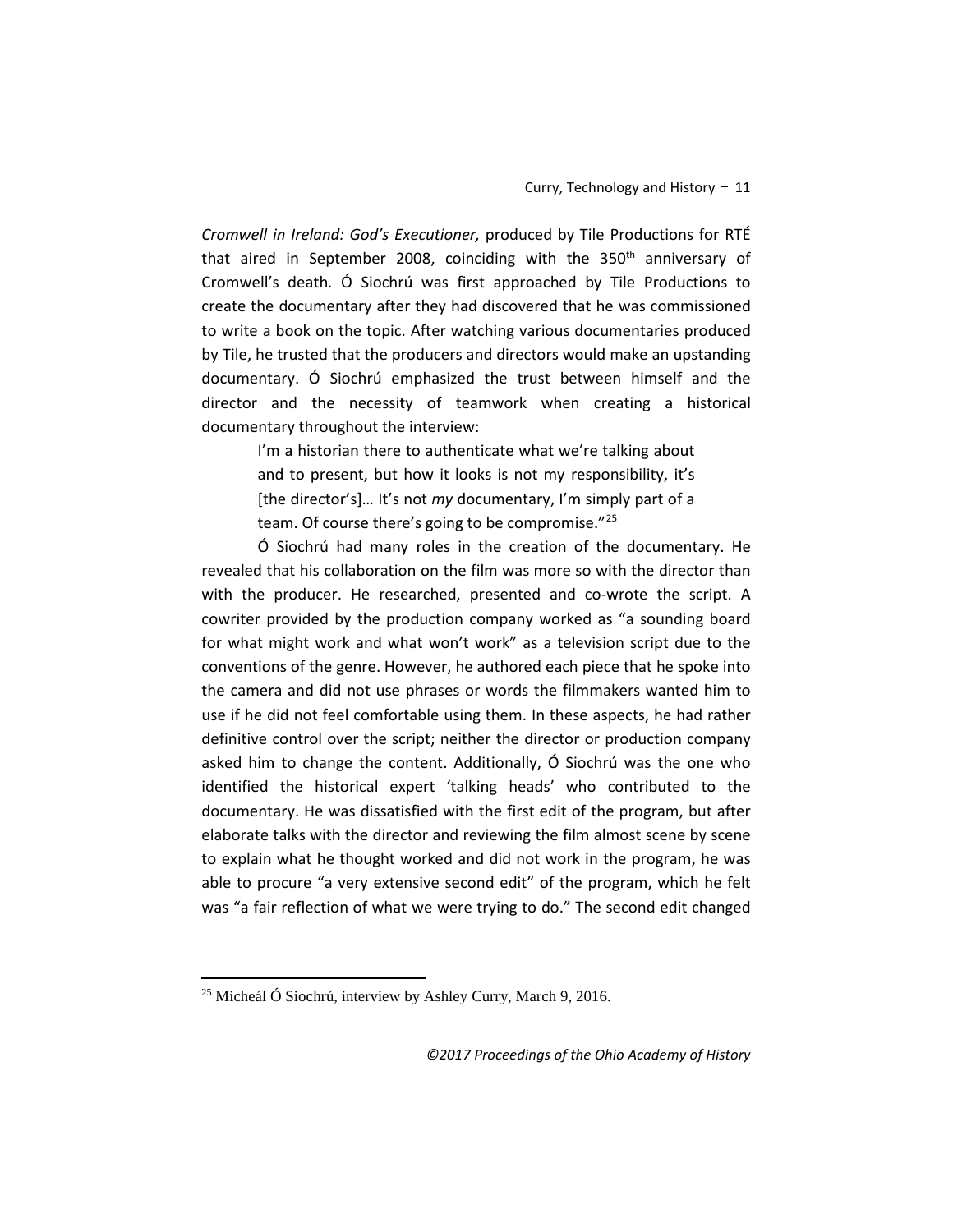*Cromwell in Ireland: God's Executioner,* produced by Tile Productions for RTÉ that aired in September 2008, coinciding with the 350th anniversary of Cromwell's death. Ó Siochrú was first approached by Tile Productions to create the documentary after they had discovered that he was commissioned to write a book on the topic. After watching various documentaries produced by Tile, he trusted that the producers and directors would make an upstanding documentary. Ó Siochrú emphasized the trust between himself and the director and the necessity of teamwork when creating a historical documentary throughout the interview:

> I'm a historian there to authenticate what we're talking about and to present, but how it looks is not my responsibility, it's [the director's]… It's not *my* documentary, I'm simply part of a team. Of course there's going to be compromise."[25]

Ó Siochrú had many roles in the creation of the documentary. He revealed that his collaboration on the film was more so with the director than with the producer. He researched, presented and co-wrote the script. A cowriter provided by the production company worked as "a sounding board for what might work and what won't work" as a television script due to the conventions of the genre. However, he authored each piece that he spoke into the camera and did not use phrases or words the filmmakers wanted him to use if he did not feel comfortable using them. In these aspects, he had rather definitive control over the script; neither the director or production company asked him to change the content. Additionally, Ó Siochrú was the one who identified the historical expert 'talking heads' who contributed to the documentary. He was dissatisfied with the first edit of the program, but after elaborate talks with the director and reviewing the film almost scene by scene to explain what he thought worked and did not work in the program, he was able to procure "a very extensive second edit" of the program, which he felt was "a fair reflection of what we were trying to do." The second edit changed

---

[25] Micheál Ó Siochrú, interview by Ashley Curry, March 9, 2016.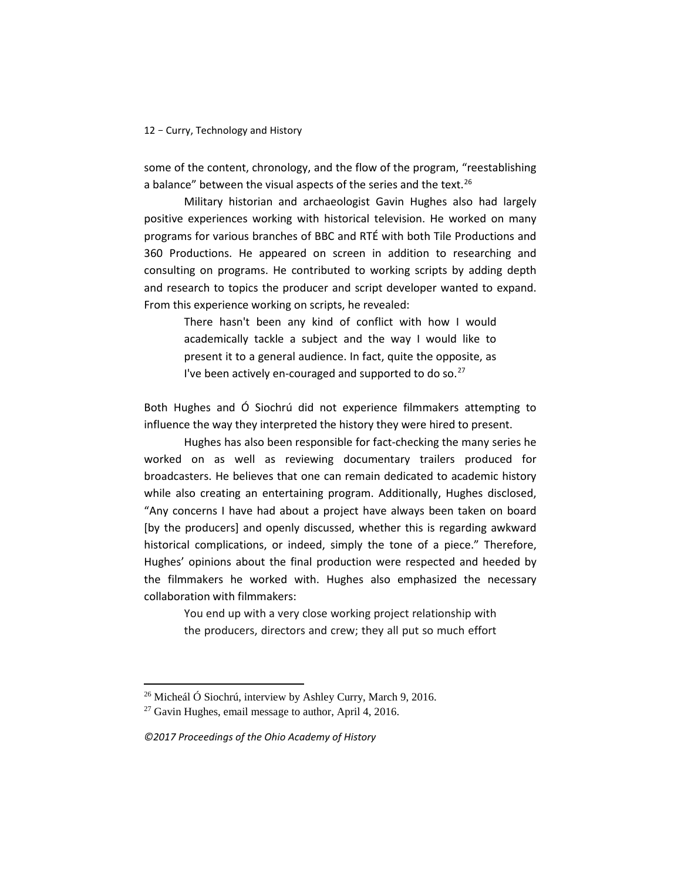some of the content, chronology, and the flow of the program, "reestablishing a balance" between the visual aspects of the series and the text.[26]

Military historian and archaeologist Gavin Hughes also had largely positive experiences working with historical television. He worked on many programs for various branches of BBC and RTÉ with both Tile Productions and 360 Productions. He appeared on screen in addition to researching and consulting on programs. He contributed to working scripts by adding depth and research to topics the producer and script developer wanted to expand. From this experience working on scripts, he revealed:

> There hasn't been any kind of conflict with how I would academically tackle a subject and the way I would like to present it to a general audience. In fact, quite the opposite, as I've been actively en-couraged and supported to do so.[27]

Both Hughes and Ó Siochrú did not experience filmmakers attempting to influence the way they interpreted the history they were hired to present.

Hughes has also been responsible for fact-checking the many series he worked on as well as reviewing documentary trailers produced for broadcasters. He believes that one can remain dedicated to academic history while also creating an entertaining program. Additionally, Hughes disclosed, "Any concerns I have had about a project have always been taken on board [by the producers] and openly discussed, whether this is regarding awkward historical complications, or indeed, simply the tone of a piece." Therefore, Hughes' opinions about the final production were respected and heeded by the filmmakers he worked with. Hughes also emphasized the necessary collaboration with filmmakers:

> You end up with a very close working project relationship with the producers, directors and crew; they all put so much effort

---

[26] Micheál Ó Siochrú, interview by Ashley Curry, March 9, 2016.

[27] Gavin Hughes, email message to author, April 4, 2016.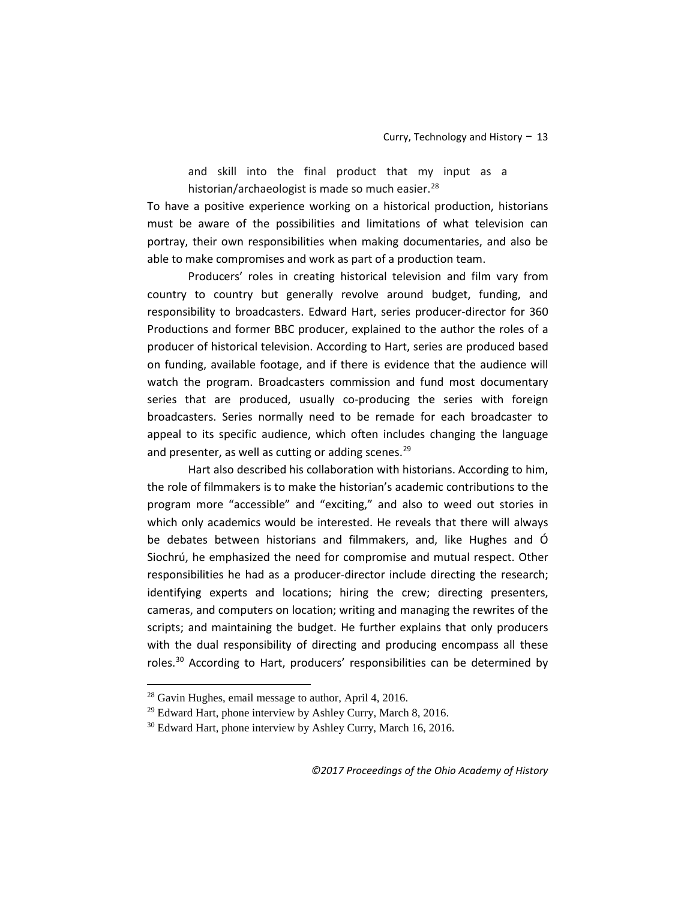> and skill into the final product that my input as a historian/archaeologist is made so much easier.[28]

To have a positive experience working on a historical production, historians must be aware of the possibilities and limitations of what television can portray, their own responsibilities when making documentaries, and also be able to make compromises and work as part of a production team.

Producers' roles in creating historical television and film vary from country to country but generally revolve around budget, funding, and responsibility to broadcasters. Edward Hart, series producer-director for 360 Productions and former BBC producer, explained to the author the roles of a producer of historical television. According to Hart, series are produced based on funding, available footage, and if there is evidence that the audience will watch the program. Broadcasters commission and fund most documentary series that are produced, usually co-producing the series with foreign broadcasters. Series normally need to be remade for each broadcaster to appeal to its specific audience, which often includes changing the language and presenter, as well as cutting or adding scenes.[29]

Hart also described his collaboration with historians. According to him, the role of filmmakers is to make the historian's academic contributions to the program more "accessible" and "exciting," and also to weed out stories in which only academics would be interested. He reveals that there will always be debates between historians and filmmakers, and, like Hughes and Ó Siochrú, he emphasized the need for compromise and mutual respect. Other responsibilities he had as a producer-director include directing the research; identifying experts and locations; hiring the crew; directing presenters, cameras, and computers on location; writing and managing the rewrites of the scripts; and maintaining the budget. He further explains that only producers with the dual responsibility of directing and producing encompass all these roles.[30] According to Hart, producers' responsibilities can be determined by

---

[28] Gavin Hughes, email message to author, April 4, 2016.

[29] Edward Hart, phone interview by Ashley Curry, March 8, 2016.

[30] Edward Hart, phone interview by Ashley Curry, March 16, 2016.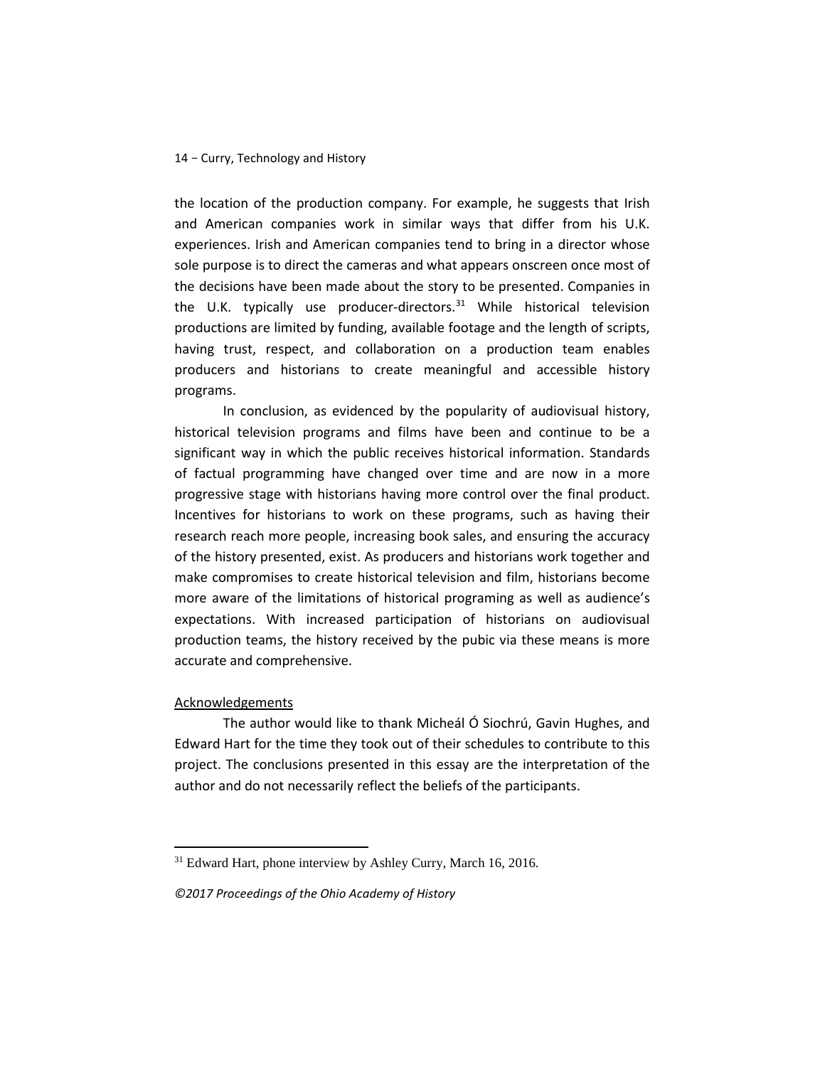the location of the production company. For example, he suggests that Irish and American companies work in similar ways that differ from his U.K. experiences. Irish and American companies tend to bring in a director whose sole purpose is to direct the cameras and what appears onscreen once most of the decisions have been made about the story to be presented. Companies in the U.K. typically use producer-directors.[31] While historical television productions are limited by funding, available footage and the length of scripts, having trust, respect, and collaboration on a production team enables producers and historians to create meaningful and accessible history programs.

In conclusion, as evidenced by the popularity of audiovisual history, historical television programs and films have been and continue to be a significant way in which the public receives historical information. Standards of factual programming have changed over time and are now in a more progressive stage with historians having more control over the final product. Incentives for historians to work on these programs, such as having their research reach more people, increasing book sales, and ensuring the accuracy of the history presented, exist. As producers and historians work together and make compromises to create historical television and film, historians become more aware of the limitations of historical programing as well as audience's expectations. With increased participation of historians on audiovisual production teams, the history received by the pubic via these means is more accurate and comprehensive.

## Acknowledgements

The author would like to thank Micheál Ó Siochrú, Gavin Hughes, and Edward Hart for the time they took out of their schedules to contribute to this project. The conclusions presented in this essay are the interpretation of the author and do not necessarily reflect the beliefs of the participants.

---

[31] Edward Hart, phone interview by Ashley Curry, March 16, 2016.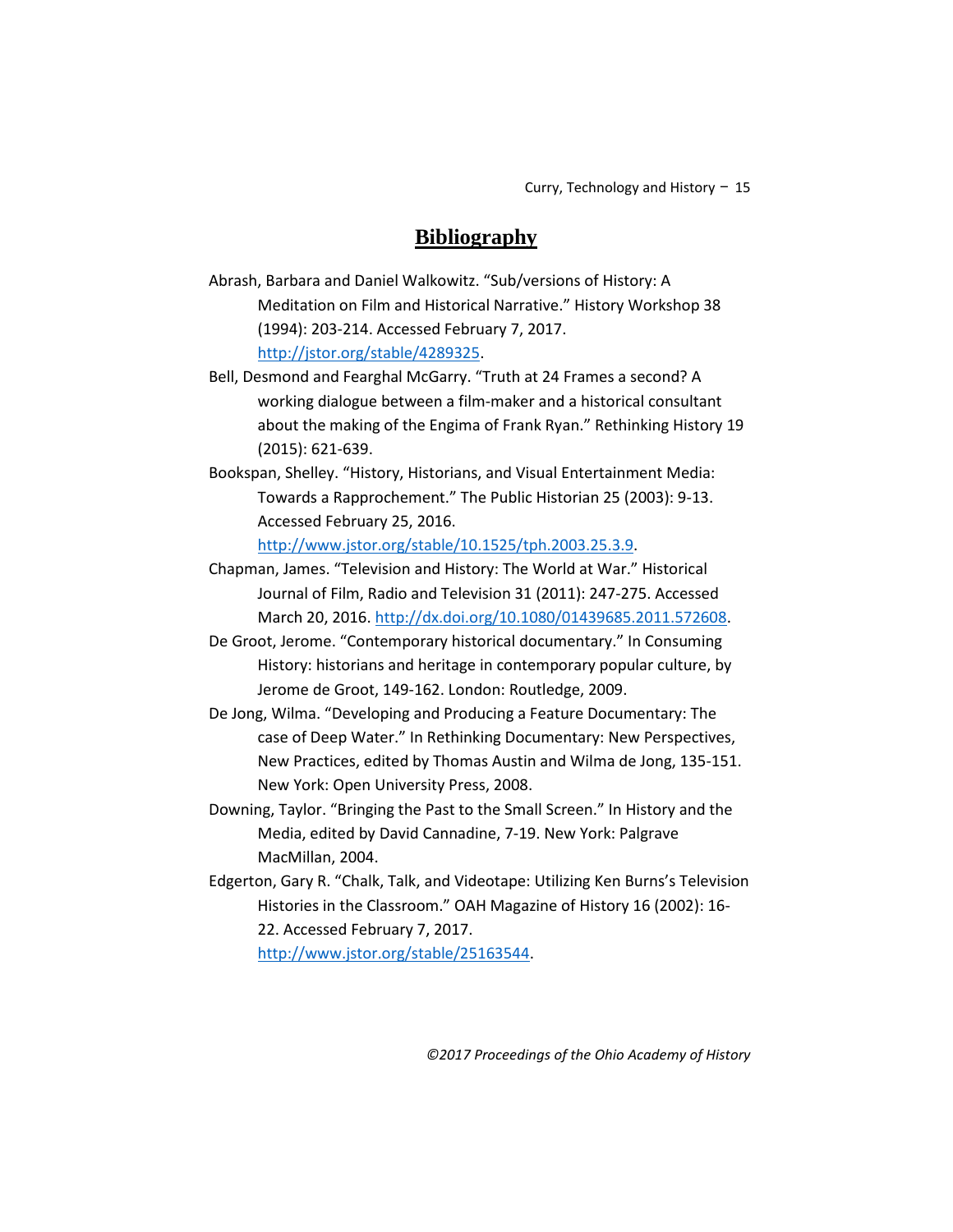# Bibliography

Abrash, Barbara and Daniel Walkowitz. "Sub/versions of History: A Meditation on Film and Historical Narrative." History Workshop 38 (1994): 203-214. Accessed February 7, 2017. http://jstor.org/stable/4289325.

Bell, Desmond and Fearghal McGarry. "Truth at 24 Frames a second? A working dialogue between a film-maker and a historical consultant about the making of the Engima of Frank Ryan." Rethinking History 19 (2015): 621-639.

Bookspan, Shelley. "History, Historians, and Visual Entertainment Media: Towards a Rapprochement." The Public Historian 25 (2003): 9-13. Accessed February 25, 2016. http://www.jstor.org/stable/10.1525/tph.2003.25.3.9.

Chapman, James. "Television and History: The World at War." Historical Journal of Film, Radio and Television 31 (2011): 247-275. Accessed March 20, 2016. http://dx.doi.org/10.1080/01439685.2011.572608.

De Groot, Jerome. "Contemporary historical documentary." In Consuming History: historians and heritage in contemporary popular culture, by Jerome de Groot, 149-162. London: Routledge, 2009.

De Jong, Wilma. "Developing and Producing a Feature Documentary: The case of Deep Water." In Rethinking Documentary: New Perspectives, New Practices, edited by Thomas Austin and Wilma de Jong, 135-151. New York: Open University Press, 2008.

Downing, Taylor. "Bringing the Past to the Small Screen." In History and the Media, edited by David Cannadine, 7-19. New York: Palgrave MacMillan, 2004.

Edgerton, Gary R. "Chalk, Talk, and Videotape: Utilizing Ken Burns's Television Histories in the Classroom." OAH Magazine of History 16 (2002): 16-22. Accessed February 7, 2017. http://www.jstor.org/stable/25163544.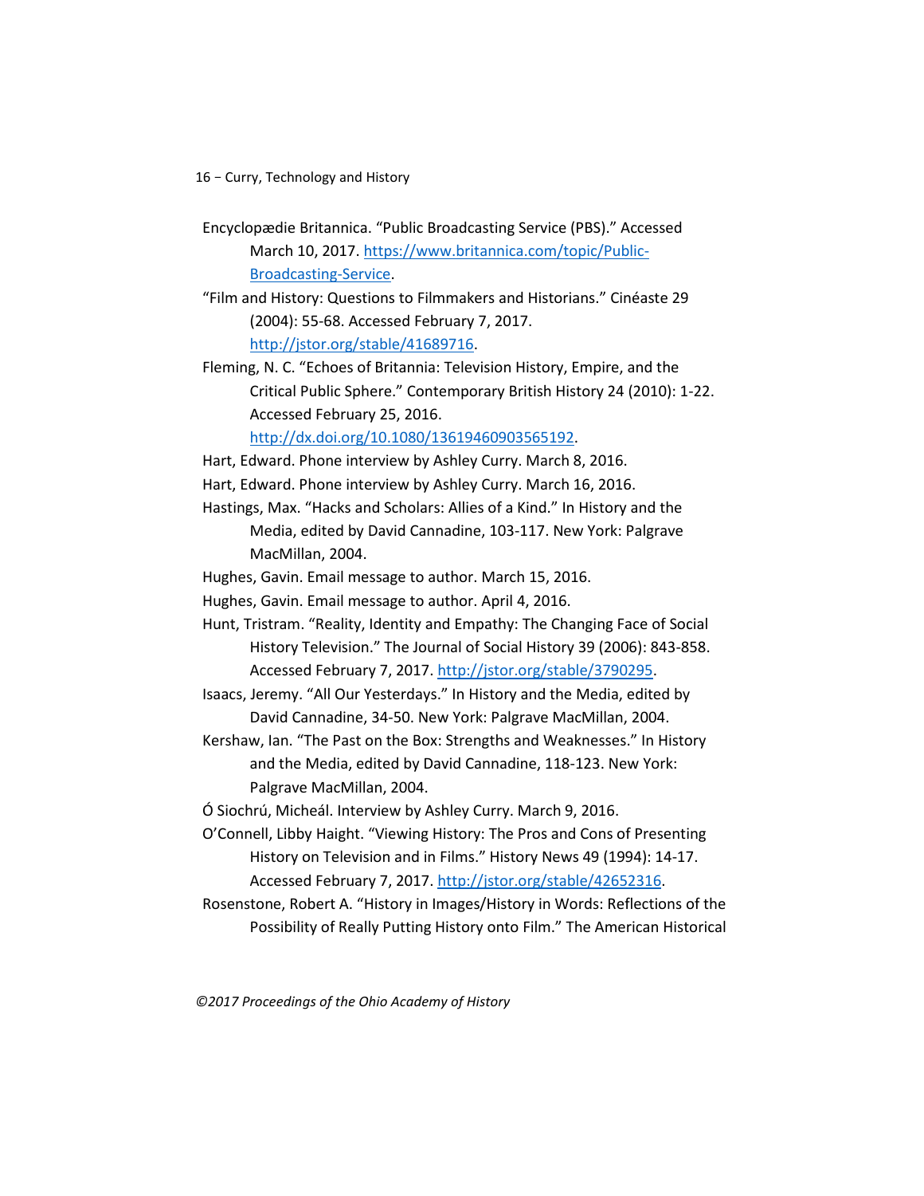Encyclopædie Britannica. "Public Broadcasting Service (PBS)." Accessed March 10, 2017. https://www.britannica.com/topic/Public-Broadcasting-Service.

"Film and History: Questions to Filmmakers and Historians." Cinéaste 29 (2004): 55-68. Accessed February 7, 2017. http://jstor.org/stable/41689716.

Fleming, N. C. "Echoes of Britannia: Television History, Empire, and the Critical Public Sphere." Contemporary British History 24 (2010): 1-22. Accessed February 25, 2016. http://dx.doi.org/10.1080/13619460903565192.

Hart, Edward. Phone interview by Ashley Curry. March 8, 2016.

Hart, Edward. Phone interview by Ashley Curry. March 16, 2016.

Hastings, Max. "Hacks and Scholars: Allies of a Kind." In History and the Media, edited by David Cannadine, 103-117. New York: Palgrave MacMillan, 2004.

Hughes, Gavin. Email message to author. March 15, 2016.

Hughes, Gavin. Email message to author. April 4, 2016.

Hunt, Tristram. "Reality, Identity and Empathy: The Changing Face of Social History Television." The Journal of Social History 39 (2006): 843-858. Accessed February 7, 2017. http://jstor.org/stable/3790295.

Isaacs, Jeremy. "All Our Yesterdays." In History and the Media, edited by David Cannadine, 34-50. New York: Palgrave MacMillan, 2004.

Kershaw, Ian. "The Past on the Box: Strengths and Weaknesses." In History and the Media, edited by David Cannadine, 118-123. New York: Palgrave MacMillan, 2004.

Ó Siochrú, Micheál. Interview by Ashley Curry. March 9, 2016.

O'Connell, Libby Haight. "Viewing History: The Pros and Cons of Presenting History on Television and in Films." History News 49 (1994): 14-17. Accessed February 7, 2017. http://jstor.org/stable/42652316.

Rosenstone, Robert A. "History in Images/History in Words: Reflections of the Possibility of Really Putting History onto Film." The American Historical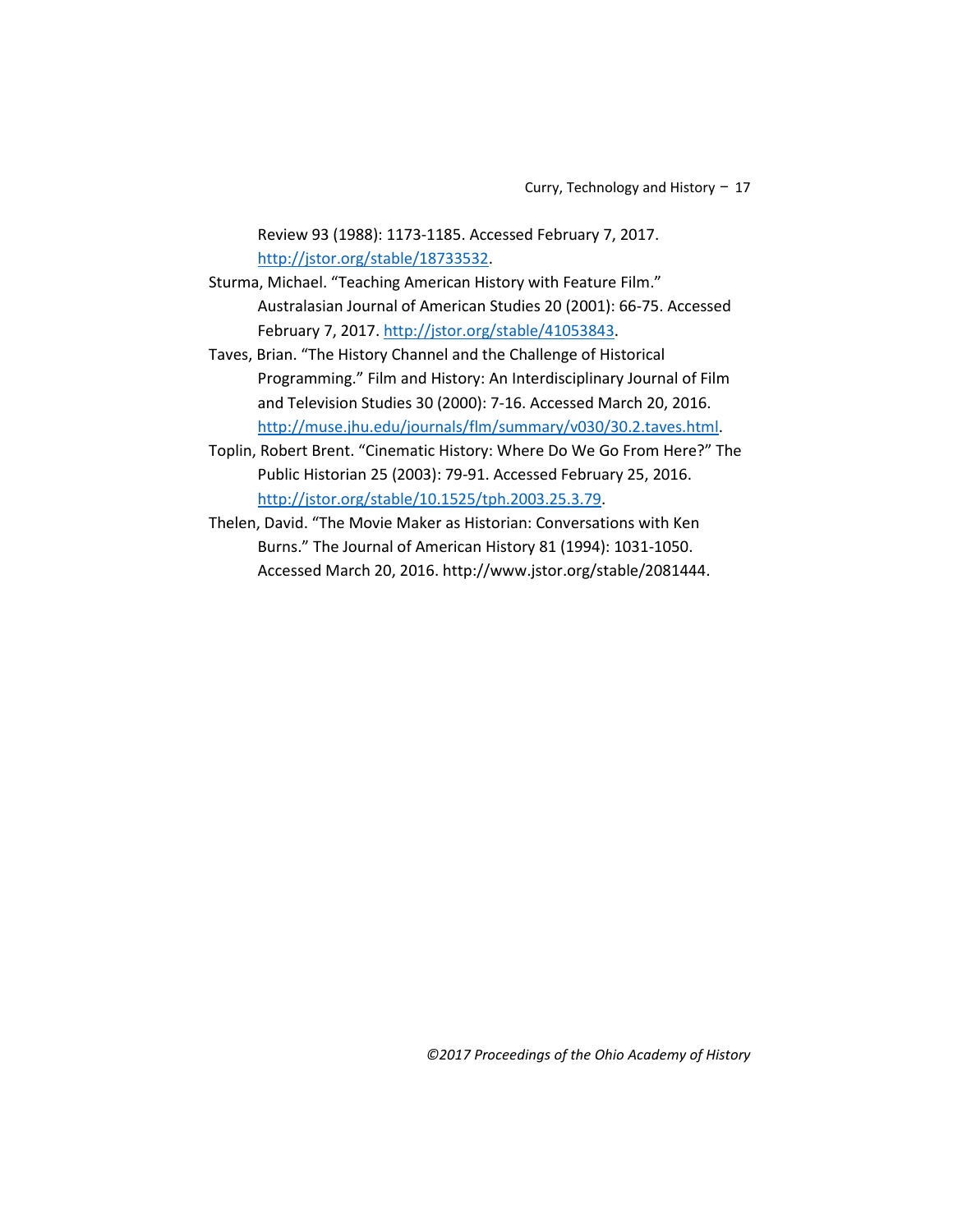Review 93 (1988): 1173-1185. Accessed February 7, 2017. http://jstor.org/stable/18733532.

Sturma, Michael. "Teaching American History with Feature Film." Australasian Journal of American Studies 20 (2001): 66-75. Accessed February 7, 2017. http://jstor.org/stable/41053843.

Taves, Brian. "The History Channel and the Challenge of Historical Programming." Film and History: An Interdisciplinary Journal of Film and Television Studies 30 (2000): 7-16. Accessed March 20, 2016. http://muse.jhu.edu/journals/flm/summary/v030/30.2.taves.html.

Toplin, Robert Brent. "Cinematic History: Where Do We Go From Here?" The Public Historian 25 (2003): 79-91. Accessed February 25, 2016. http://jstor.org/stable/10.1525/tph.2003.25.3.79.

Thelen, David. "The Movie Maker as Historian: Conversations with Ken Burns." The Journal of American History 81 (1994): 1031-1050. Accessed March 20, 2016. http://www.jstor.org/stable/2081444.